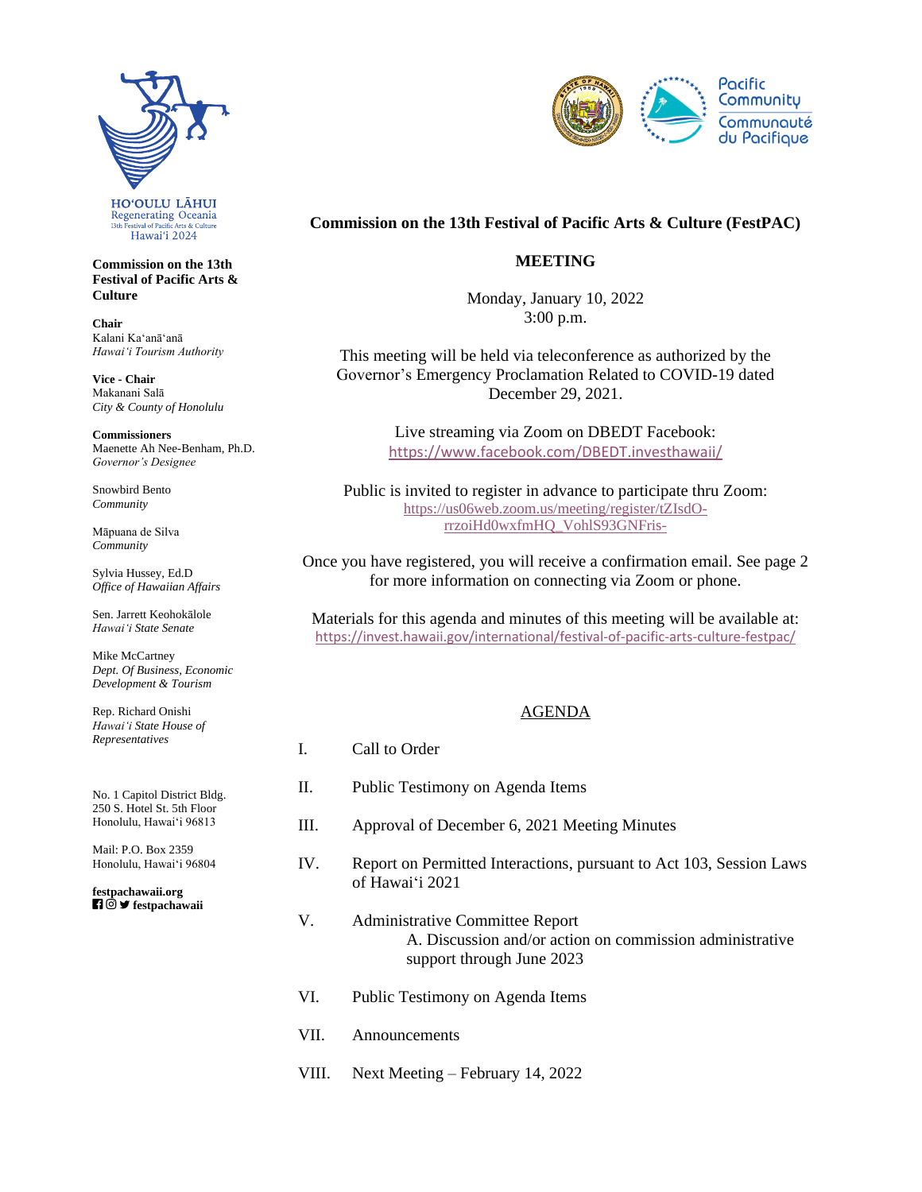HOʻOULU LĀHUI
Regenerating Oceania
13th Festival of Pacific Arts & Culture
Hawaiʻi 2024

Pacific Community
Communauté du Pacifique

**Commission on the 13th Festival of Pacific Arts & Culture**

**Chair**
Kalani Kaʻanāʻanā
*Hawaiʻi Tourism Authority*

**Vice - Chair**
Makanani Salā
*City & County of Honolulu*

**Commissioners**
Maenette Ah Nee-Benham, Ph.D.
*Governor's Designee*

Snowbird Bento
*Community*

Māpuana de Silva
*Community*

Sylvia Hussey, Ed.D
*Office of Hawaiian Affairs*

Sen. Jarrett Keohokālole
*Hawaiʻi State Senate*

Mike McCartney
*Dept. Of Business, Economic Development & Tourism*

Rep. Richard Onishi
*Hawaiʻi State House of Representatives*

No. 1 Capitol District Bldg.
250 S. Hotel St. 5th Floor
Honolulu, Hawaiʻi 96813

Mail: P.O. Box 2359
Honolulu, Hawaiʻi 96804

**festpachawaii.org**
**festpachawaii**

# Commission on the 13th Festival of Pacific Arts & Culture (FestPAC)

## MEETING

Monday, January 10, 2022
3:00 p.m.

This meeting will be held via teleconference as authorized by the Governor's Emergency Proclamation Related to COVID-19 dated December 29, 2021.

Live streaming via Zoom on DBEDT Facebook:
https://www.facebook.com/DBEDT.investhawaii/

Public is invited to register in advance to participate thru Zoom:
https://us06web.zoom.us/meeting/register/tZIsdO-rrzoiHd0wxfmHQ_VohlS93GNFris-

Once you have registered, you will receive a confirmation email. See page 2 for more information on connecting via Zoom or phone.

Materials for this agenda and minutes of this meeting will be available at:
https://invest.hawaii.gov/international/festival-of-pacific-arts-culture-festpac/

## AGENDA

I. Call to Order

II. Public Testimony on Agenda Items

III. Approval of December 6, 2021 Meeting Minutes

IV. Report on Permitted Interactions, pursuant to Act 103, Session Laws of Hawaiʻi 2021

V. Administrative Committee Report
   A. Discussion and/or action on commission administrative support through June 2023

VI. Public Testimony on Agenda Items

VII. Announcements

VIII. Next Meeting – February 14, 2022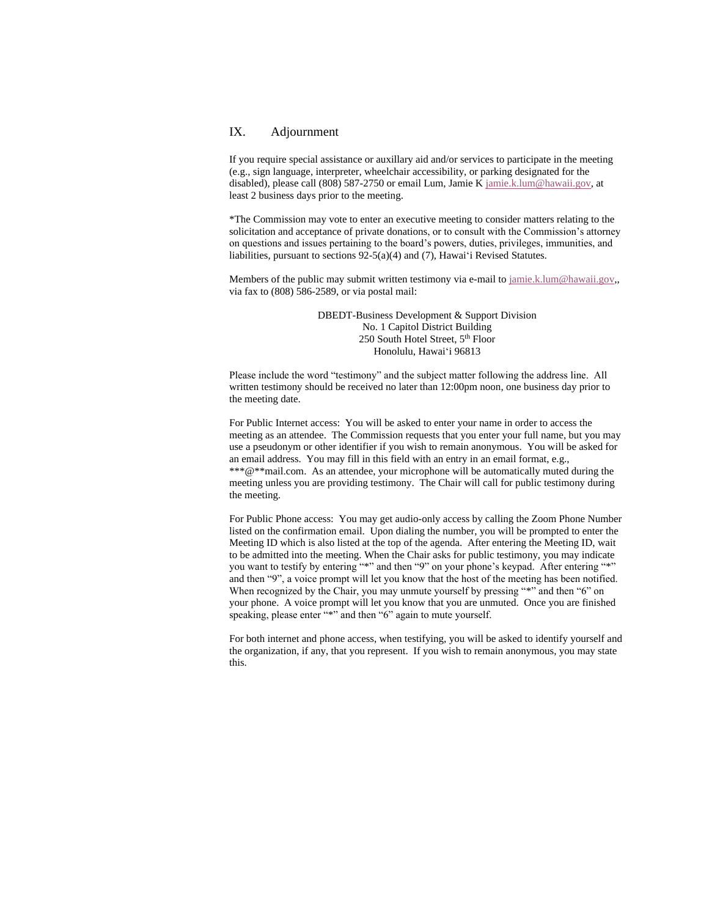## IX. Adjournment

If you require special assistance or auxillary aid and/or services to participate in the meeting (e.g., sign language, interpreter, wheelchair accessibility, or parking designated for the disabled), please call (808) 587-2750 or email Lum, Jamie K jamie.k.lum@hawaii.gov, at least 2 business days prior to the meeting.

*The Commission may vote to enter an executive meeting to consider matters relating to the solicitation and acceptance of private donations, or to consult with the Commission's attorney on questions and issues pertaining to the board's powers, duties, privileges, immunities, and liabilities, pursuant to sections 92-5(a)(4) and (7), Hawai'i Revised Statutes.

Members of the public may submit written testimony via e-mail to jamie.k.lum@hawaii.gov,, via fax to (808) 586-2589, or via postal mail:

DBEDT-Business Development & Support Division
No. 1 Capitol District Building
250 South Hotel Street, 5th Floor
Honolulu, Hawai'i 96813

Please include the word "testimony" and the subject matter following the address line. All written testimony should be received no later than 12:00pm noon, one business day prior to the meeting date.

For Public Internet access: You will be asked to enter your name in order to access the meeting as an attendee. The Commission requests that you enter your full name, but you may use a pseudonym or other identifier if you wish to remain anonymous. You will be asked for an email address. You may fill in this field with an entry in an email format, e.g., ***@**mail.com. As an attendee, your microphone will be automatically muted during the meeting unless you are providing testimony. The Chair will call for public testimony during the meeting.

For Public Phone access: You may get audio-only access by calling the Zoom Phone Number listed on the confirmation email. Upon dialing the number, you will be prompted to enter the Meeting ID which is also listed at the top of the agenda. After entering the Meeting ID, wait to be admitted into the meeting. When the Chair asks for public testimony, you may indicate you want to testify by entering "*" and then "9" on your phone's keypad. After entering "*" and then "9", a voice prompt will let you know that the host of the meeting has been notified. When recognized by the Chair, you may unmute yourself by pressing "*" and then "6" on your phone. A voice prompt will let you know that you are unmuted. Once you are finished speaking, please enter "*" and then "6" again to mute yourself.

For both internet and phone access, when testifying, you will be asked to identify yourself and the organization, if any, that you represent. If you wish to remain anonymous, you may state this.